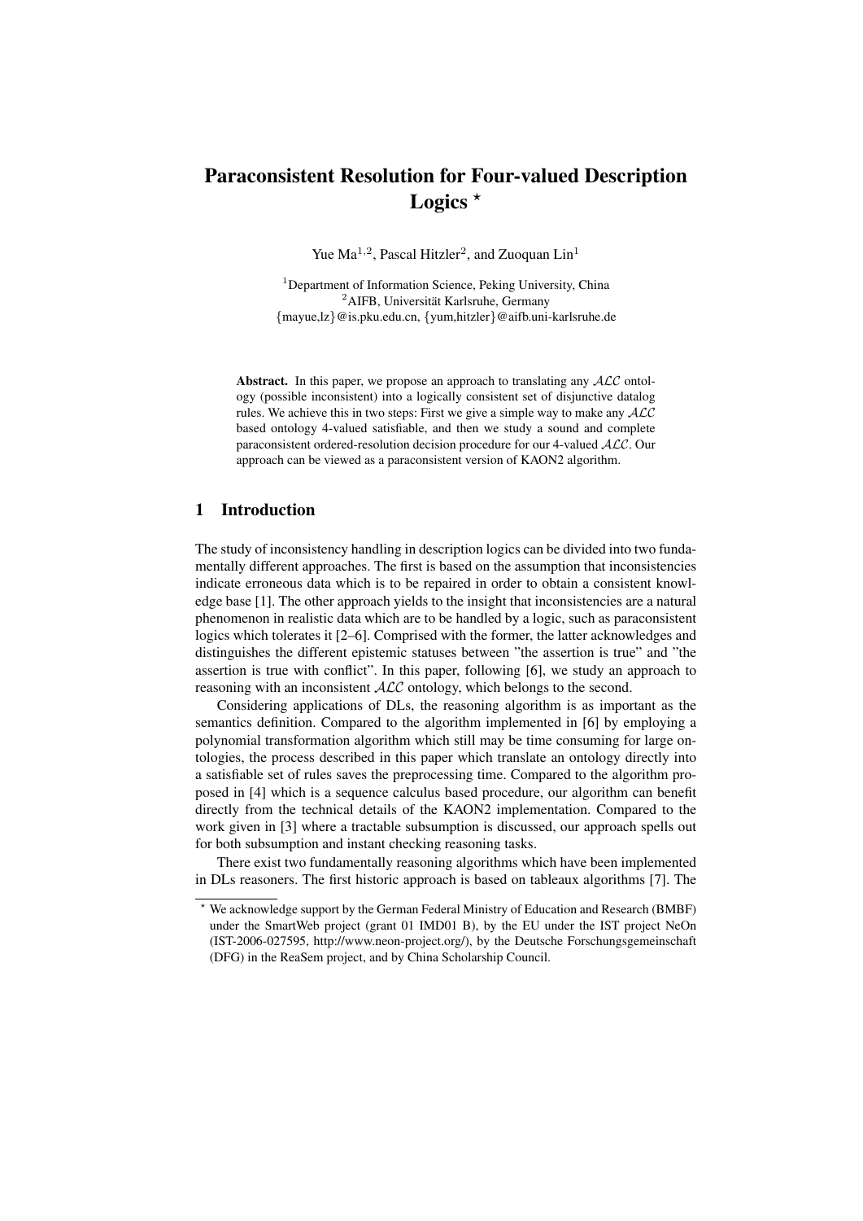# Paraconsistent Resolution for Four-valued Description Logics ⋆

Yue Ma[1,2], Pascal Hitzler[2], and Zuoquan Lin[1]

[1]Department of Information Science, Peking University, China
[2]AIFB, Universität Karlsruhe, Germany
{mayue,lz}@is.pku.edu.cn, {yum,hitzler}@aifb.uni-karlsruhe.de

**Abstract.** In this paper, we propose an approach to translating any $\mathcal{ALC}$ ontology (possible inconsistent) into a logically consistent set of disjunctive datalog rules. We achieve this in two steps: First we give a simple way to make any $\mathcal{ALC}$ based ontology 4-valued satisfiable, and then we study a sound and complete paraconsistent ordered-resolution decision procedure for our 4-valued $\mathcal{ALC}$. Our approach can be viewed as a paraconsistent version of KAON2 algorithm.

## 1 Introduction

The study of inconsistency handling in description logics can be divided into two fundamentally different approaches. The first is based on the assumption that inconsistencies indicate erroneous data which is to be repaired in order to obtain a consistent knowledge base [1]. The other approach yields to the insight that inconsistencies are a natural phenomenon in realistic data which are to be handled by a logic, such as paraconsistent logics which tolerates it [2–6]. Comprised with the former, the latter acknowledges and distinguishes the different epistemic statuses between "the assertion is true" and "the assertion is true with conflict". In this paper, following [6], we study an approach to reasoning with an inconsistent $\mathcal{ALC}$ ontology, which belongs to the second.

Considering applications of DLs, the reasoning algorithm is as important as the semantics definition. Compared to the algorithm implemented in [6] by employing a polynomial transformation algorithm which still may be time consuming for large ontologies, the process described in this paper which translate an ontology directly into a satisfiable set of rules saves the preprocessing time. Compared to the algorithm proposed in [4] which is a sequence calculus based procedure, our algorithm can benefit directly from the technical details of the KAON2 implementation. Compared to the work given in [3] where a tractable subsumption is discussed, our approach spells out for both subsumption and instant checking reasoning tasks.

There exist two fundamentally reasoning algorithms which have been implemented in DLs reasoners. The first historic approach is based on tableaux algorithms [7]. The

⋆ We acknowledge support by the German Federal Ministry of Education and Research (BMBF) under the SmartWeb project (grant 01 IMD01 B), by the EU under the IST project NeOn (IST-2006-027595, http://www.neon-project.org/), by the Deutsche Forschungsgemeinschaft (DFG) in the ReaSem project, and by China Scholarship Council.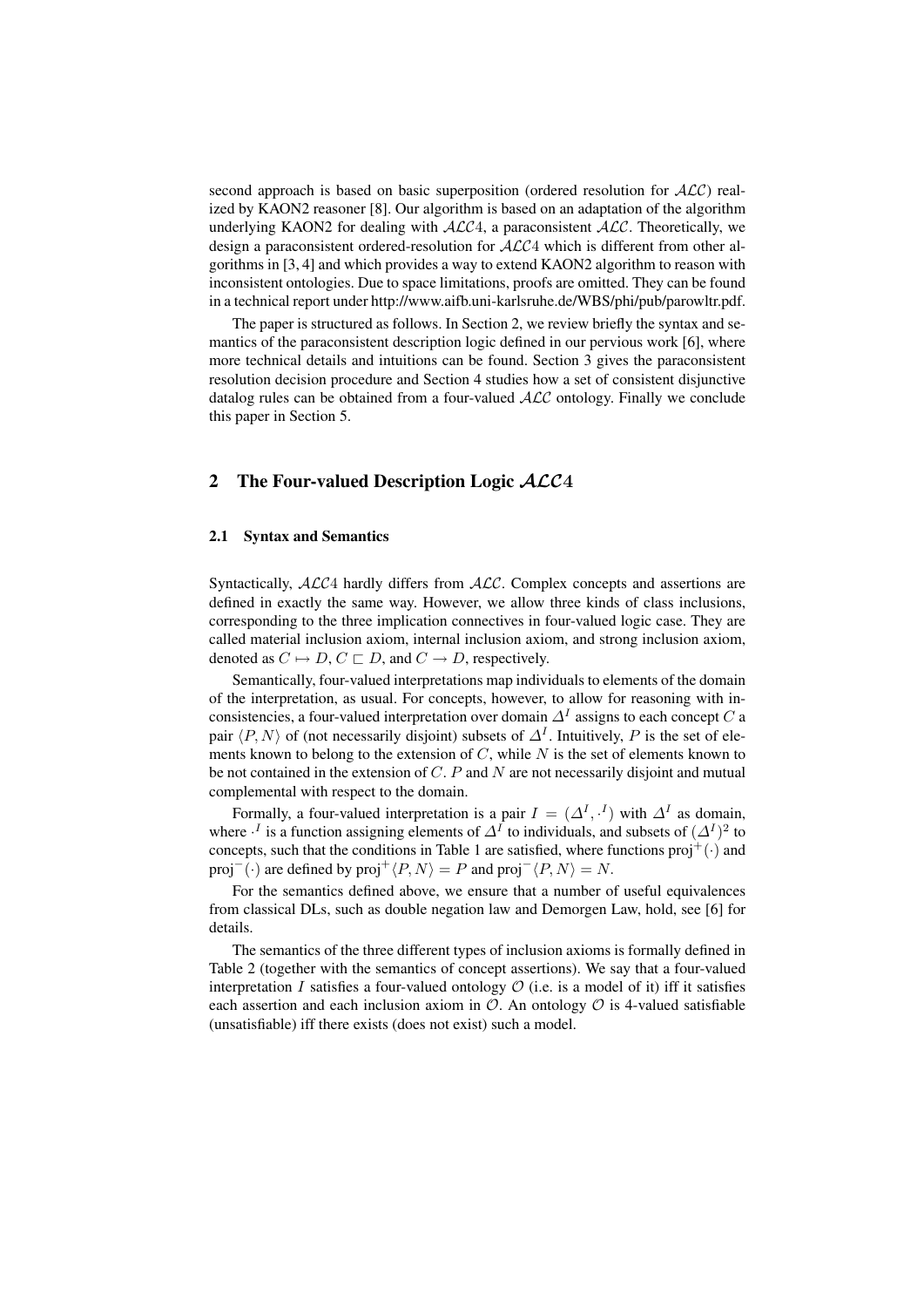second approach is based on basic superposition (ordered resolution for $\mathcal{ALC}$) realized by KAON2 reasoner [8]. Our algorithm is based on an adaptation of the algorithm underlying KAON2 for dealing with $\mathcal{ALC}4$, a paraconsistent $\mathcal{ALC}$. Theoretically, we design a paraconsistent ordered-resolution for $\mathcal{ALC}4$ which is different from other algorithms in [3, 4] and which provides a way to extend KAON2 algorithm to reason with inconsistent ontologies. Due to space limitations, proofs are omitted. They can be found in a technical report under http://www.aifb.uni-karlsruhe.de/WBS/phi/pub/parowltr.pdf.

The paper is structured as follows. In Section 2, we review briefly the syntax and semantics of the paraconsistent description logic defined in our pervious work [6], where more technical details and intuitions can be found. Section 3 gives the paraconsistent resolution decision procedure and Section 4 studies how a set of consistent disjunctive datalog rules can be obtained from a four-valued $\mathcal{ALC}$ ontology. Finally we conclude this paper in Section 5.

## 2 The Four-valued Description Logic $\mathcal{ALC}4$

### 2.1 Syntax and Semantics

Syntactically, $\mathcal{ALC}4$ hardly differs from $\mathcal{ALC}$. Complex concepts and assertions are defined in exactly the same way. However, we allow three kinds of class inclusions, corresponding to the three implication connectives in four-valued logic case. They are called material inclusion axiom, internal inclusion axiom, and strong inclusion axiom, denoted as $C \mapsto D$, $C \sqsubset D$, and $C \rightarrow D$, respectively.

Semantically, four-valued interpretations map individuals to elements of the domain of the interpretation, as usual. For concepts, however, to allow for reasoning with inconsistencies, a four-valued interpretation over domain $\Delta^I$ assigns to each concept $C$ a pair $\langle P, N \rangle$ of (not necessarily disjoint) subsets of $\Delta^I$. Intuitively, $P$ is the set of elements known to belong to the extension of $C$, while $N$ is the set of elements known to be not contained in the extension of $C$. $P$ and $N$ are not necessarily disjoint and mutual complemental with respect to the domain.

Formally, a four-valued interpretation is a pair $I = (\Delta^I, \cdot^I)$ with $\Delta^I$ as domain, where $\cdot^I$ is a function assigning elements of $\Delta^I$ to individuals, and subsets of $(\Delta^I)^2$ to concepts, such that the conditions in Table 1 are satisfied, where functions $\text{proj}^+(\cdot)$ and $\text{proj}^-(\cdot)$ are defined by $\text{proj}^+\langle P, N \rangle = P$ and $\text{proj}^-\langle P, N \rangle = N$.

For the semantics defined above, we ensure that a number of useful equivalences from classical DLs, such as double negation law and Demorgen Law, hold, see [6] for details.

The semantics of the three different types of inclusion axioms is formally defined in Table 2 (together with the semantics of concept assertions). We say that a four-valued interpretation $I$ satisfies a four-valued ontology $\mathcal{O}$ (i.e. is a model of it) iff it satisfies each assertion and each inclusion axiom in $\mathcal{O}$. An ontology $\mathcal{O}$ is 4-valued satisfiable (unsatisfiable) iff there exists (does not exist) such a model.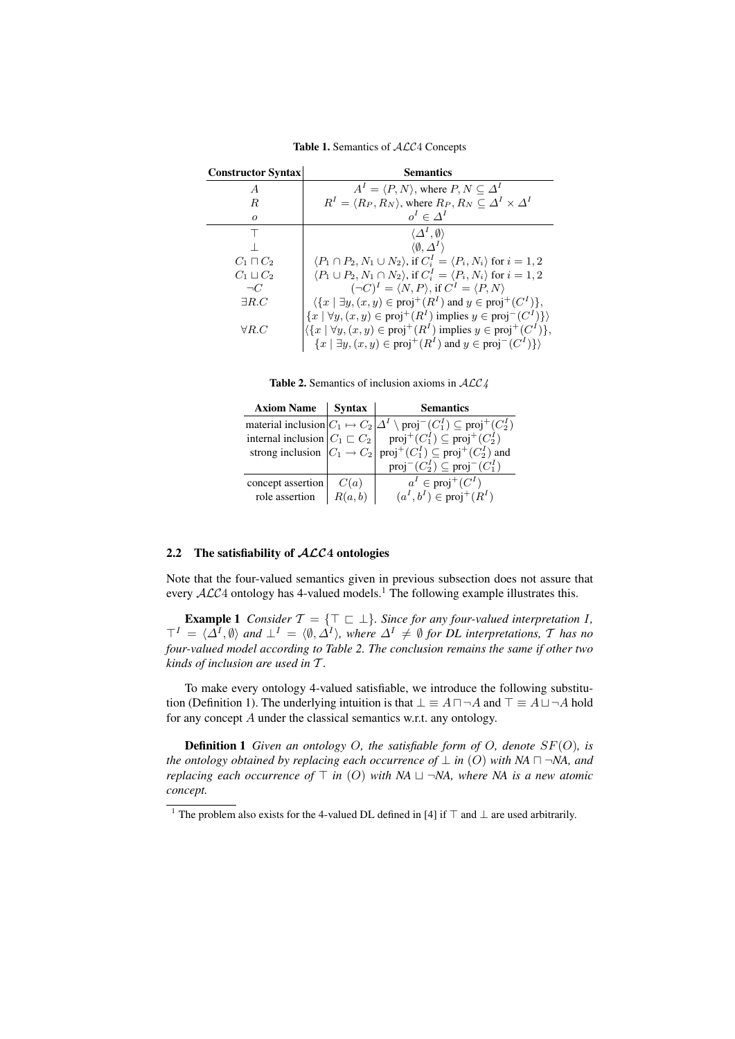**Table 1.** Semantics of $\mathcal{ALC}4$ Concepts

| Constructor Syntax | Semantics |
|---|---|
| $A$ | $A^I = \langle P, N \rangle$, where $P, N \subseteq \Delta^I$ |
| $R$ | $R^I = \langle R_P, R_N \rangle$, where $R_P, R_N \subseteq \Delta^I \times \Delta^I$ |
| $o$ | $o^I \in \Delta^I$ |
| $\top$ | $\langle \Delta^I, \emptyset \rangle$ |
| $\bot$ | $\langle \emptyset, \Delta^I \rangle$ |
| $C_1 \sqcap C_2$ | $\langle P_1 \cap P_2, N_1 \cup N_2 \rangle$, if $C_i^I = \langle P_i, N_i \rangle$ for $i = 1, 2$ |
| $C_1 \sqcup C_2$ | $\langle P_1 \cup P_2, N_1 \cap N_2 \rangle$, if $C_i^I = \langle P_i, N_i \rangle$ for $i = 1, 2$ |
| $\neg C$ | $(\neg C)^I = \langle N, P \rangle$, if $C^I = \langle P, N \rangle$ |
| $\exists R.C$ | $\langle \{x \mid \exists y, (x, y) \in \text{proj}^+(R^I) \text{ and } y \in \text{proj}^+(C^I)\}$, $\{x \mid \forall y, (x, y) \in \text{proj}^+(R^I) \text{ implies } y \in \text{proj}^-(C^I)\} \rangle$ |
| $\forall R.C$ | $\langle \{x \mid \forall y, (x, y) \in \text{proj}^+(R^I) \text{ implies } y \in \text{proj}^+(C^I)\}$, $\{x \mid \exists y, (x, y) \in \text{proj}^+(R^I) \text{ and } y \in \text{proj}^-(C^I)\} \rangle$ |

**Table 2.** Semantics of inclusion axioms in $\mathcal{ALC}4$

| Axiom Name | Syntax | Semantics |
|---|---|---|
| material inclusion | $C_1 \mapsto C_2$ | $\Delta^I \setminus \text{proj}^-(C_1^I) \subseteq \text{proj}^+(C_2^I)$ |
| internal inclusion | $C_1 \sqsubset C_2$ | $\text{proj}^+(C_1^I) \subseteq \text{proj}^+(C_2^I)$ |
| strong inclusion | $C_1 \rightarrow C_2$ | $\text{proj}^+(C_1^I) \subseteq \text{proj}^+(C_2^I)$ and $\text{proj}^-(C_2^I) \subseteq \text{proj}^-(C_1^I)$ |
| concept assertion | $C(a)$ | $a^I \in \text{proj}^+(C^I)$ |
| role assertion | $R(a, b)$ | $(a^I, b^I) \in \text{proj}^+(R^I)$ |

## 2.2 The satisfiability of $\mathcal{ALC}4$ ontologies

Note that the four-valued semantics given in previous subsection does not assure that every $\mathcal{ALC}4$ ontology has 4-valued models.[1] The following example illustrates this.

**Example 1** *Consider $\mathcal{T} = \{\top \sqsubset \bot\}$. Since for any four-valued interpretation $I$, $\top^I = \langle \Delta^I, \emptyset \rangle$ and $\bot^I = \langle \emptyset, \Delta^I \rangle$, where $\Delta^I \neq \emptyset$ for DL interpretations, $\mathcal{T}$ has no four-valued model according to Table 2. The conclusion remains the same if other two kinds of inclusion are used in $\mathcal{T}$.*

To make every ontology 4-valued satisfiable, we introduce the following substitution (Definition 1). The underlying intuition is that $\bot \equiv A \sqcap \neg A$ and $\top \equiv A \sqcup \neg A$ hold for any concept $A$ under the classical semantics w.r.t. any ontology.

**Definition 1** *Given an ontology $O$, the satisfiable form of $O$, denote $SF(O)$, is the ontology obtained by replacing each occurrence of $\bot$ in $(O)$ with $NA \sqcap \neg NA$, and replacing each occurrence of $\top$ in $(O)$ with $NA \sqcup \neg NA$, where $NA$ is a new atomic concept.*

[1] The problem also exists for the 4-valued DL defined in [4] if $\top$ and $\bot$ are used arbitrarily.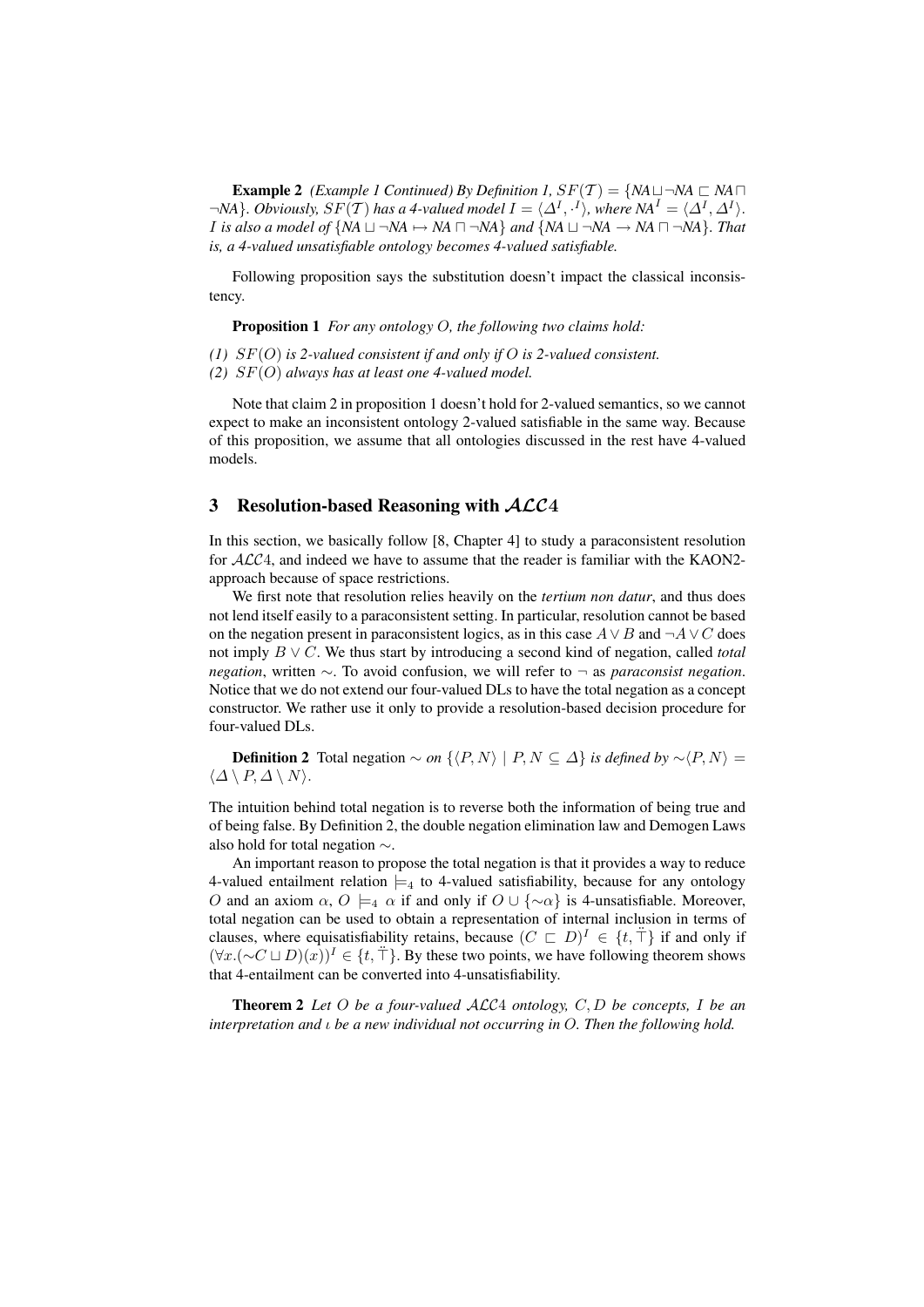**Example 2** *(Example 1 Continued) By Definition 1, $SF(\mathcal{T}) = \{NA \sqcup \neg NA \sqsubset NA \sqcap \neg NA\}$. Obviously, $SF(\mathcal{T})$ has a 4-valued model $I = \langle \Delta^I, \cdot^I \rangle$, where $NA^I = \langle \Delta^I, \Delta^I \rangle$. $I$ is also a model of $\{NA \sqcup \neg NA \mapsto NA \sqcap \neg NA\}$ and $\{NA \sqcup \neg NA \rightarrow NA \sqcap \neg NA\}$. That is, a 4-valued unsatisfiable ontology becomes 4-valued satisfiable.*

Following proposition says the substitution doesn't impact the classical inconsistency.

**Proposition 1** *For any ontology $O$, the following two claims hold:*

*(1) $SF(O)$ is 2-valued consistent if and only if $O$ is 2-valued consistent.*
*(2) $SF(O)$ always has at least one 4-valued model.*

Note that claim 2 in proposition 1 doesn't hold for 2-valued semantics, so we cannot expect to make an inconsistent ontology 2-valued satisfiable in the same way. Because of this proposition, we assume that all ontologies discussed in the rest have 4-valued models.

## 3 Resolution-based Reasoning with $\mathcal{ALC}4$

In this section, we basically follow [8, Chapter 4] to study a paraconsistent resolution for $\mathcal{ALC}4$, and indeed we have to assume that the reader is familiar with the KAON2-approach because of space restrictions.

We first note that resolution relies heavily on the *tertium non datur*, and thus does not lend itself easily to a paraconsistent setting. In particular, resolution cannot be based on the negation present in paraconsistent logics, as in this case $A \vee B$ and $\neg A \vee C$ does not imply $B \vee C$. We thus start by introducing a second kind of negation, called *total negation*, written $\sim$. To avoid confusion, we will refer to $\neg$ as *paraconsist negation*. Notice that we do not extend our four-valued DLs to have the total negation as a concept constructor. We rather use it only to provide a resolution-based decision procedure for four-valued DLs.

**Definition 2** Total negation $\sim$ *on $\{\langle P, N\rangle \mid P, N \subseteq \Delta\}$ is defined by $\sim\langle P, N\rangle = \langle \Delta \setminus P, \Delta \setminus N\rangle$.*

The intuition behind total negation is to reverse both the information of being true and of being false. By Definition 2, the double negation elimination law and Demogen Laws also hold for total negation $\sim$.

An important reason to propose the total negation is that it provides a way to reduce 4-valued entailment relation $\models_4$ to 4-valued satisfiability, because for any ontology $O$ and an axiom $\alpha$, $O \models_4 \alpha$ if and only if $O \cup \{\sim\alpha\}$ is 4-unsatisfiable. Moreover, total negation can be used to obtain a representation of internal inclusion in terms of clauses, where equisatisfiability retains, because $(C \sqsubset D)^I \in \{t, \ddot{\top}\}$ if and only if $(\forall x.(\sim C \sqcup D)(x))^I \in \{t, \ddot{\top}\}$. By these two points, we have following theorem shows that 4-entailment can be converted into 4-unsatisfiability.

**Theorem 2** *Let $O$ be a four-valued $\mathcal{ALC}4$ ontology, $C, D$ be concepts, $I$ be an interpretation and $\iota$ be a new individual not occurring in $O$. Then the following hold.*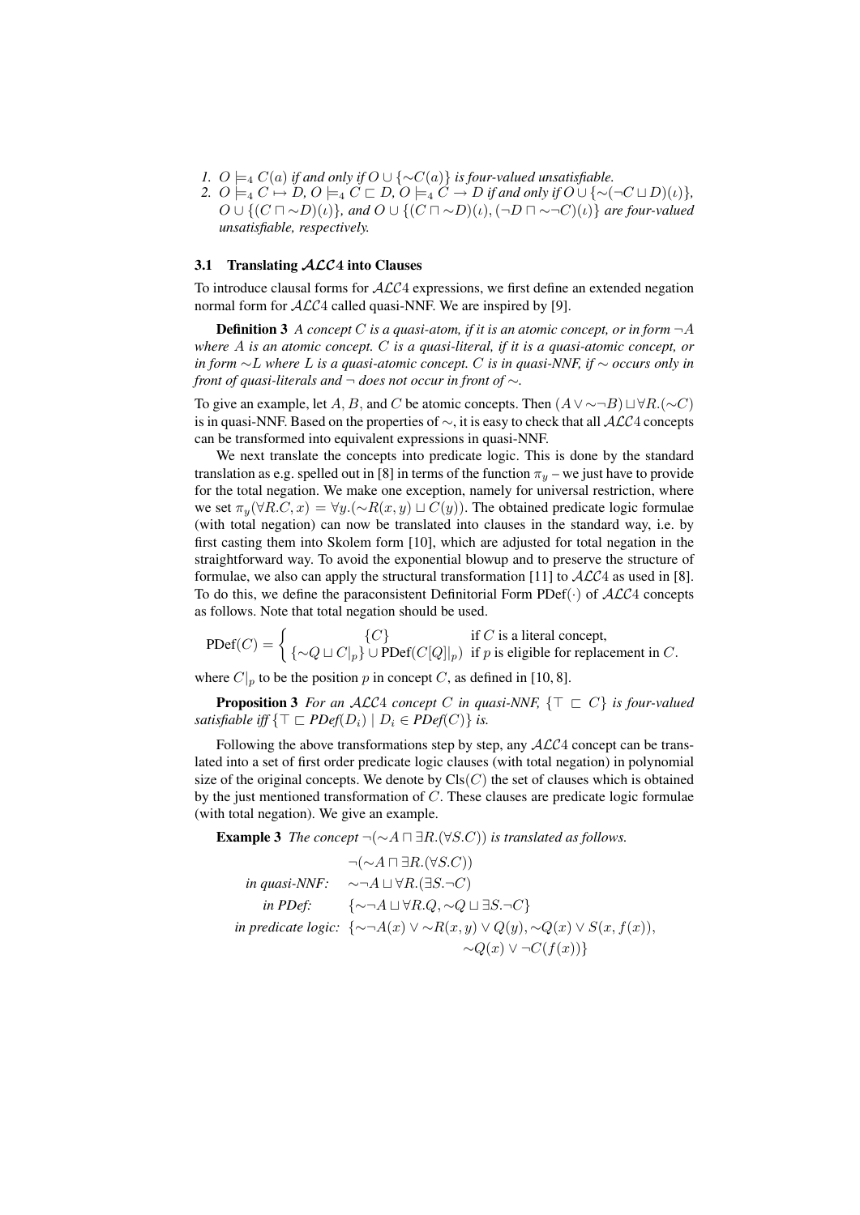1. $O \models_4 C(a)$ *if and only if* $O \cup \{\sim C(a)\}$ *is four-valued unsatisfiable.*
2. $O \models_4 C \mapsto D$, $O \models_4 C \sqsubset D$, $O \models_4 C \to D$ *if and only if* $O \cup \{\sim(\neg C \sqcup D)(\iota)\}$, $O \cup \{(C \sqcap \sim D)(\iota)\}$, *and* $O \cup \{(C \sqcap \sim D)(\iota), (\neg D \sqcap \sim\neg C)(\iota)\}$ *are four-valued unsatisfiable, respectively.*

### 3.1 Translating $\mathcal{ALC}4$ into Clauses

To introduce clausal forms for $\mathcal{ALC}4$ expressions, we first define an extended negation normal form for $\mathcal{ALC}4$ called quasi-NNF. We are inspired by [9].

**Definition 3** *A concept* $C$ *is a quasi-atom, if it is an atomic concept, or in form* $\neg A$ *where* $A$ *is an atomic concept.* $C$ *is a quasi-literal, if it is a quasi-atomic concept, or in form* $\sim L$ *where* $L$ *is a quasi-atomic concept.* $C$ *is in quasi-NNF, if* $\sim$ *occurs only in front of quasi-literals and* $\neg$ *does not occur in front of* $\sim$.

To give an example, let $A$, $B$, and $C$ be atomic concepts. Then $(A \vee \sim\neg B) \sqcup \forall R.(\sim C)$ is in quasi-NNF. Based on the properties of $\sim$, it is easy to check that all $\mathcal{ALC}4$ concepts can be transformed into equivalent expressions in quasi-NNF.

We next translate the concepts into predicate logic. This is done by the standard translation as e.g. spelled out in [8] in terms of the function $\pi_y$ – we just have to provide for the total negation. We make one exception, namely for universal restriction, where we set $\pi_y(\forall R.C, x) = \forall y.(\sim R(x, y) \sqcup C(y))$. The obtained predicate logic formulae (with total negation) can now be translated into clauses in the standard way, i.e. by first casting them into Skolem form [10], which are adjusted for total negation in the straightforward way. To avoid the exponential blowup and to preserve the structure of formulae, we also can apply the structural transformation [11] to $\mathcal{ALC}4$ as used in [8]. To do this, we define the paraconsistent Definitorial Form $\text{PDef}(\cdot)$ of $\mathcal{ALC}4$ concepts as follows. Note that total negation should be used.

$$\text{PDef}(C) = \begin{cases} \{C\} & \text{if } C \text{ is a literal concept,} \\ \{\sim Q \sqcup C|_p\} \cup \text{PDef}(C[Q]|_p) & \text{if } p \text{ is eligible for replacement in } C. \end{cases}$$

where $C|_p$ to be the position $p$ in concept $C$, as defined in [10, 8].

**Proposition 3** *For an* $\mathcal{ALC}4$ *concept* $C$ *in quasi-NNF,* $\{\top \sqsubset C\}$ *is four-valued satisfiable iff* $\{\top \sqsubset PDef(D_i) \mid D_i \in PDef(C)\}$ *is.*

Following the above transformations step by step, any $\mathcal{ALC}4$ concept can be translated into a set of first order predicate logic clauses (with total negation) in polynomial size of the original concepts. We denote by $\text{Cls}(C)$ the set of clauses which is obtained by the just mentioned transformation of $C$. These clauses are predicate logic formulae (with total negation). We give an example.

**Example 3** *The concept* $\neg(\sim A \sqcap \exists R.(\forall S.C))$ *is translated as follows.*

$$\begin{aligned} & \neg(\sim A \sqcap \exists R.(\forall S.C)) \\ \textit{in quasi-NNF:} \quad & \sim\neg A \sqcup \forall R.(\exists S.\neg C) \\ \textit{in PDef:} \quad & \{\sim\neg A \sqcup \forall R.Q, \sim Q \sqcup \exists S.\neg C\} \\ \textit{in predicate logic:} \quad & \{\sim\neg A(x) \vee \sim R(x, y) \vee Q(y), \sim Q(x) \vee S(x, f(x)), \\ & \qquad \sim Q(x) \vee \neg C(f(x))\} \end{aligned}$$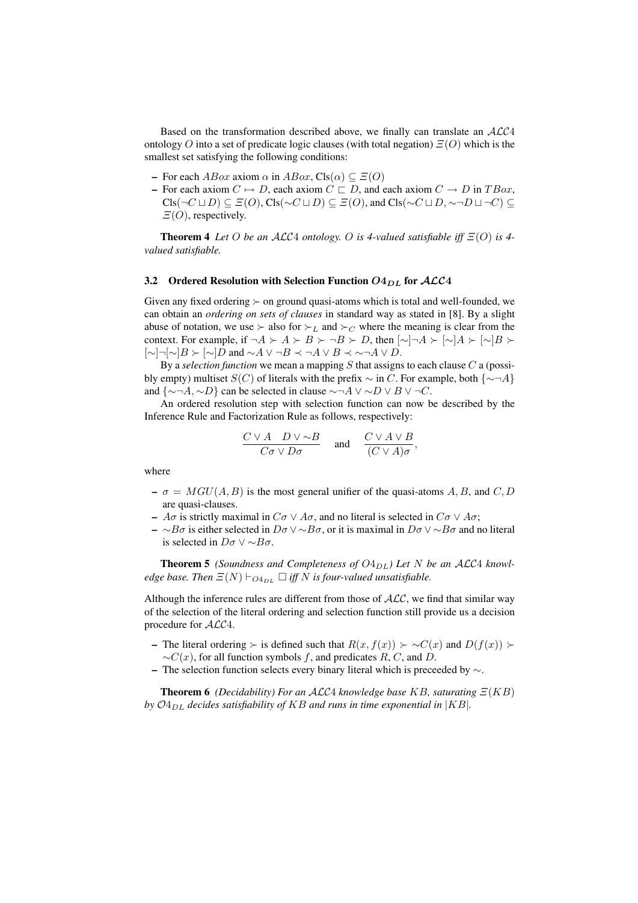Based on the transformation described above, we finally can translate an $\mathcal{ALC}4$ ontology $O$ into a set of predicate logic clauses (with total negation) $\Xi(O)$ which is the smallest set satisfying the following conditions:

- For each $ABox$ axiom $\alpha$ in $ABox$, $\mathrm{Cls}(\alpha) \subseteq \Xi(O)$
- For each axiom $C \mapsto D$, each axiom $C \sqsubset D$, and each axiom $C \rightarrow D$ in $TBox$, $\mathrm{Cls}(\neg C \sqcup D) \subseteq \Xi(O)$, $\mathrm{Cls}({\sim} C \sqcup D) \subseteq \Xi(O)$, and $\mathrm{Cls}({\sim} C \sqcup D, {\sim}\neg D \sqcup \neg C) \subseteq \Xi(O)$, respectively.

**Theorem 4** *Let $O$ be an $\mathcal{ALC}4$ ontology. $O$ is 4-valued satisfiable iff $\Xi(O)$ is 4-valued satisfiable.*

### 3.2 Ordered Resolution with Selection Function $O4_{DL}$ for $\mathcal{ALC}4$

Given any fixed ordering $\succ$ on ground quasi-atoms which is total and well-founded, we can obtain an *ordering on sets of clauses* in standard way as stated in [8]. By a slight abuse of notation, we use $\succ$ also for $\succ_L$ and $\succ_C$ where the meaning is clear from the context. For example, if $\neg A \succ A \succ B \succ \neg B \succ D$, then $[\sim]\neg A \succ [\sim]A \succ [\sim]B \succ [\sim]\neg[\sim]B \succ [\sim]D$ and ${\sim}A \vee \neg B \prec \neg A \vee B \prec {\sim}\neg A \vee D$.

By a *selection function* we mean a mapping $S$ that assigns to each clause $C$ a (possibly empty) multiset $S(C)$ of literals with the prefix $\sim$ in $C$. For example, both $\{{\sim}\neg A\}$ and $\{{\sim}\neg A, {\sim}D\}$ can be selected in clause ${\sim}\neg A \vee {\sim}D \vee B \vee \neg C$.

An ordered resolution step with selection function can now be described by the Inference Rule and Factorization Rule as follows, respectively:

$$\frac{C \vee A \quad D \vee {\sim}B}{C\sigma \vee D\sigma} \quad \text{and} \quad \frac{C \vee A \vee B}{(C \vee A)\sigma},$$

where

- $\sigma = MGU(A, B)$ is the most general unifier of the quasi-atoms $A, B$, and $C, D$ are quasi-clauses.
- $A\sigma$ is strictly maximal in $C\sigma \vee A\sigma$, and no literal is selected in $C\sigma \vee A\sigma$;
- ${\sim}B\sigma$ is either selected in $D\sigma \vee {\sim}B\sigma$, or it is maximal in $D\sigma \vee {\sim}B\sigma$ and no literal is selected in $D\sigma \vee {\sim}B\sigma$.

**Theorem 5** *(Soundness and Completeness of $O4_{DL}$) Let $N$ be an $\mathcal{ALC}4$ knowledge base. Then $\Xi(N) \vdash_{O4_{DL}} \square$ iff $N$ is four-valued unsatisfiable.*

Although the inference rules are different from those of $\mathcal{ALC}$, we find that similar way of the selection of the literal ordering and selection function still provide us a decision procedure for $\mathcal{ALC}4$.

- The literal ordering $\succ$ is defined such that $R(x, f(x)) \succ {\sim}C(x)$ and $D(f(x)) \succ {\sim}C(x)$, for all function symbols $f$, and predicates $R$, $C$, and $D$.
- The selection function selects every binary literal which is preceeded by $\sim$.

**Theorem 6** *(Decidability) For an $\mathcal{ALC}4$ knowledge base $KB$, saturating $\Xi(KB)$ by $\mathcal{O}4_{DL}$ decides satisfiability of $KB$ and runs in time exponential in $|KB|$.*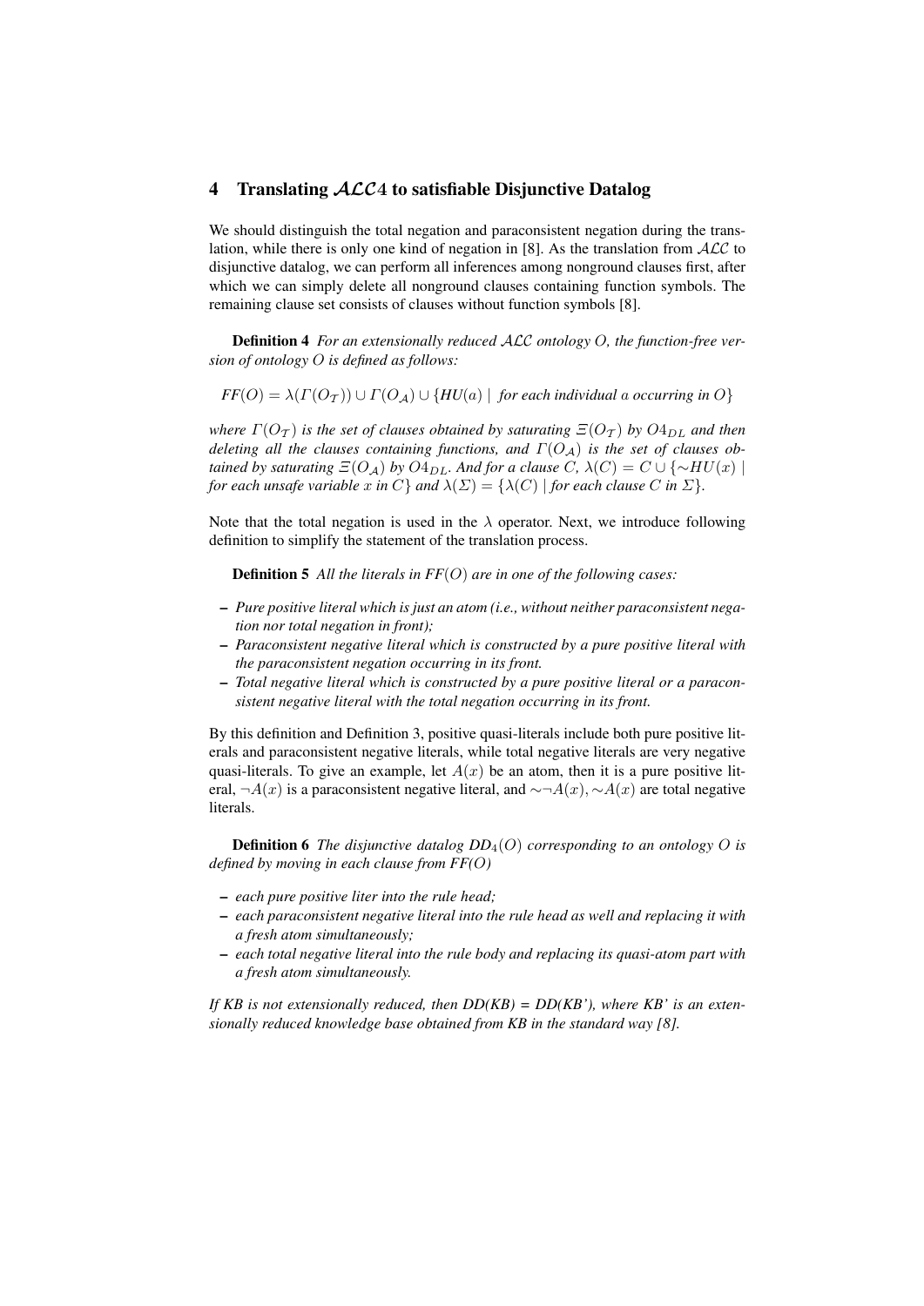## 4 Translating $\mathcal{ALC}4$ to satisfiable Disjunctive Datalog

We should distinguish the total negation and paraconsistent negation during the translation, while there is only one kind of negation in [8]. As the translation from $\mathcal{ALC}$ to disjunctive datalog, we can perform all inferences among nonground clauses first, after which we can simply delete all nonground clauses containing function symbols. The remaining clause set consists of clauses without function symbols [8].

**Definition 4** *For an extensionally reduced $\mathcal{ALC}$ ontology $O$, the function-free version of ontology $O$ is defined as follows:*

$$FF(O) = \lambda(\Gamma(O_{\mathcal{T}})) \cup \Gamma(O_{\mathcal{A}}) \cup \{HU(a) \mid \text{ for each individual } a \text{ occurring in } O\}$$

*where $\Gamma(O_{\mathcal{T}})$ is the set of clauses obtained by saturating $\Xi(O_{\mathcal{T}})$ by $O4_{DL}$ and then deleting all the clauses containing functions, and $\Gamma(O_{\mathcal{A}})$ is the set of clauses obtained by saturating $\Xi(O_{\mathcal{A}})$ by $O4_{DL}$. And for a clause $C$, $\lambda(C) = C \cup \{\sim HU(x) \mid$ for each unsafe variable $x$ in $C\}$ and $\lambda(\Sigma) = \{\lambda(C) \mid$ for each clause $C$ in $\Sigma\}$.*

Note that the total negation is used in the $\lambda$ operator. Next, we introduce following definition to simplify the statement of the translation process.

**Definition 5** *All the literals in $FF(O)$ are in one of the following cases:*

- *Pure positive literal which is just an atom (i.e., without neither paraconsistent negation nor total negation in front);*
- *Paraconsistent negative literal which is constructed by a pure positive literal with the paraconsistent negation occurring in its front.*
- *Total negative literal which is constructed by a pure positive literal or a paraconsistent negative literal with the total negation occurring in its front.*

By this definition and Definition 3, positive quasi-literals include both pure positive literals and paraconsistent negative literals, while total negative literals are very negative quasi-literals. To give an example, let $A(x)$ be an atom, then it is a pure positive literal, $\neg A(x)$ is a paraconsistent negative literal, and $\sim\neg A(x), \sim A(x)$ are total negative literals.

**Definition 6** *The disjunctive datalog $DD_4(O)$ corresponding to an ontology $O$ is defined by moving in each clause from $FF(O)$*

- *each pure positive liter into the rule head;*
- *each paraconsistent negative literal into the rule head as well and replacing it with a fresh atom simultaneously;*
- *each total negative literal into the rule body and replacing its quasi-atom part with a fresh atom simultaneously.*

*If KB is not extensionally reduced, then DD(KB) = DD(KB'), where KB' is an extensionally reduced knowledge base obtained from KB in the standard way [8].*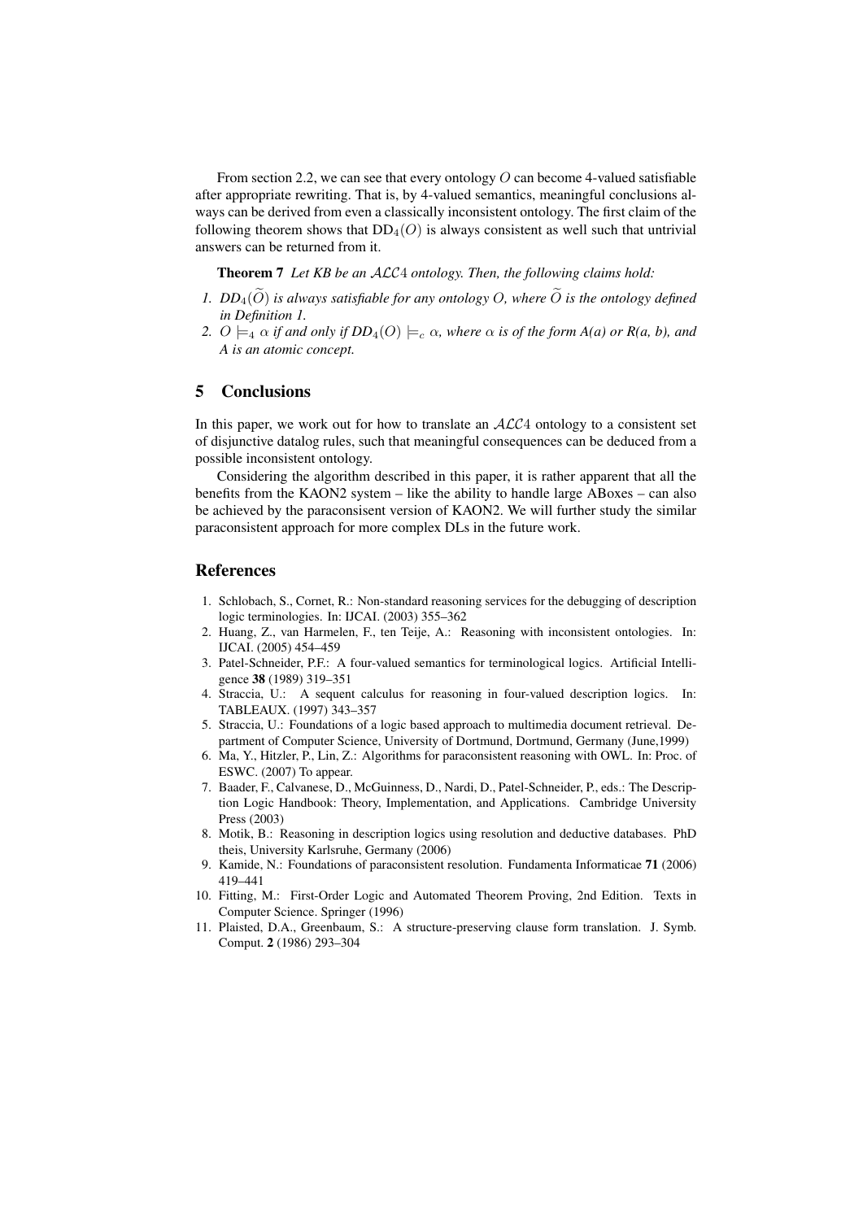From section 2.2, we can see that every ontology $O$ can become 4-valued satisfiable after appropriate rewriting. That is, by 4-valued semantics, meaningful conclusions always can be derived from even a classically inconsistent ontology. The first claim of the following theorem shows that $\mathrm{DD}_4(O)$ is always consistent as well such that untrivial answers can be returned from it.

**Theorem 7** *Let KB be an $\mathcal{ALC}4$ ontology. Then, the following claims hold:*

1. *$DD_4(\widetilde{O})$ is always satisfiable for any ontology $O$, where $\widetilde{O}$ is the ontology defined in Definition 1.*
2. *$O \models_4 \alpha$ if and only if $DD_4(O) \models_c \alpha$, where $\alpha$ is of the form A(a) or R(a, b), and A is an atomic concept.*

## 5 Conclusions

In this paper, we work out for how to translate an $\mathcal{ALC}4$ ontology to a consistent set of disjunctive datalog rules, such that meaningful consequences can be deduced from a possible inconsistent ontology.

Considering the algorithm described in this paper, it is rather apparent that all the benefits from the KAON2 system – like the ability to handle large ABoxes – can also be achieved by the paraconsisent version of KAON2. We will further study the similar paraconsistent approach for more complex DLs in the future work.

## References

1. Schlobach, S., Cornet, R.: Non-standard reasoning services for the debugging of description logic terminologies. In: IJCAI. (2003) 355–362
2. Huang, Z., van Harmelen, F., ten Teije, A.: Reasoning with inconsistent ontologies. In: IJCAI. (2005) 454–459
3. Patel-Schneider, P.F.: A four-valued semantics for terminological logics. Artificial Intelligence **38** (1989) 319–351
4. Straccia, U.: A sequent calculus for reasoning in four-valued description logics. In: TABLEAUX. (1997) 343–357
5. Straccia, U.: Foundations of a logic based approach to multimedia document retrieval. Department of Computer Science, University of Dortmund, Dortmund, Germany (June,1999)
6. Ma, Y., Hitzler, P., Lin, Z.: Algorithms for paraconsistent reasoning with OWL. In: Proc. of ESWC. (2007) To appear.
7. Baader, F., Calvanese, D., McGuinness, D., Nardi, D., Patel-Schneider, P., eds.: The Description Logic Handbook: Theory, Implementation, and Applications. Cambridge University Press (2003)
8. Motik, B.: Reasoning in description logics using resolution and deductive databases. PhD theis, University Karlsruhe, Germany (2006)
9. Kamide, N.: Foundations of paraconsistent resolution. Fundamenta Informaticae **71** (2006) 419–441
10. Fitting, M.: First-Order Logic and Automated Theorem Proving, 2nd Edition. Texts in Computer Science. Springer (1996)
11. Plaisted, D.A., Greenbaum, S.: A structure-preserving clause form translation. J. Symb. Comput. **2** (1986) 293–304